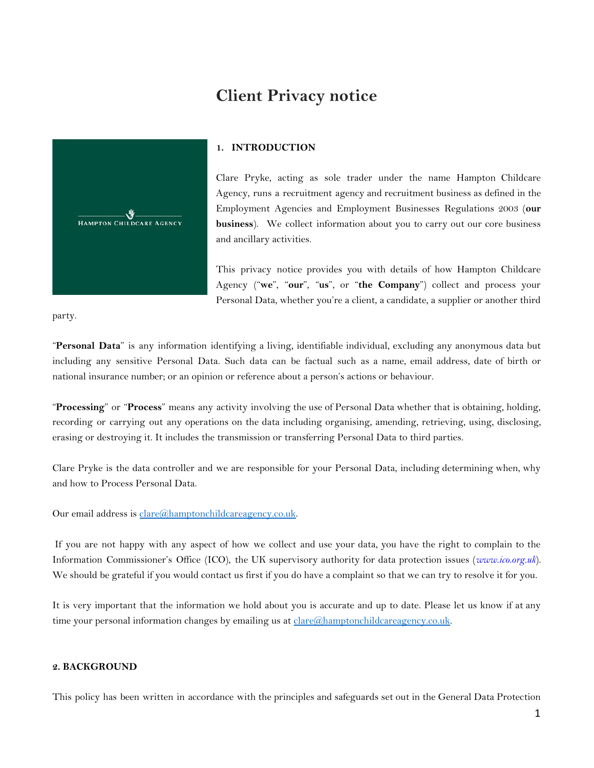# Client Privacy notice

## 1. INTRODUCTION

Clare Pryke, acting as sole trader under the name Hampton Childcare Agency, runs a recruitment agency and recruitment business as defined in the Employment Agencies and Employment Businesses Regulations 2003 (**our business**). We collect information about you to carry out our core business and ancillary activities.

This privacy notice provides you with details of how Hampton Childcare Agency ("**we**", "**our**", "**us**", or "**the Company**") collect and process your Personal Data, whether you're a client, a candidate, a supplier or another third party.

"**Personal Data**" is any information identifying a living, identifiable individual, excluding any anonymous data but including any sensitive Personal Data. Such data can be factual such as a name, email address, date of birth or national insurance number; or an opinion or reference about a person's actions or behaviour.

"**Processing**" or "**Process**" means any activity involving the use of Personal Data whether that is obtaining, holding, recording or carrying out any operations on the data including organising, amending, retrieving, using, disclosing, erasing or destroying it. It includes the transmission or transferring Personal Data to third parties.

Clare Pryke is the data controller and we are responsible for your Personal Data, including determining when, why and how to Process Personal Data.

Our email address is clare@hamptonchildcareagency.co.uk.

If you are not happy with any aspect of how we collect and use your data, you have the right to complain to the Information Commissioner's Office (ICO), the UK supervisory authority for data protection issues (*www.ico.org.uk*). We should be grateful if you would contact us first if you do have a complaint so that we can try to resolve it for you.

It is very important that the information we hold about you is accurate and up to date. Please let us know if at any time your personal information changes by emailing us at clare@hamptonchildcareagency.co.uk.

## 2. BACKGROUND

This policy has been written in accordance with the principles and safeguards set out in the General Data Protection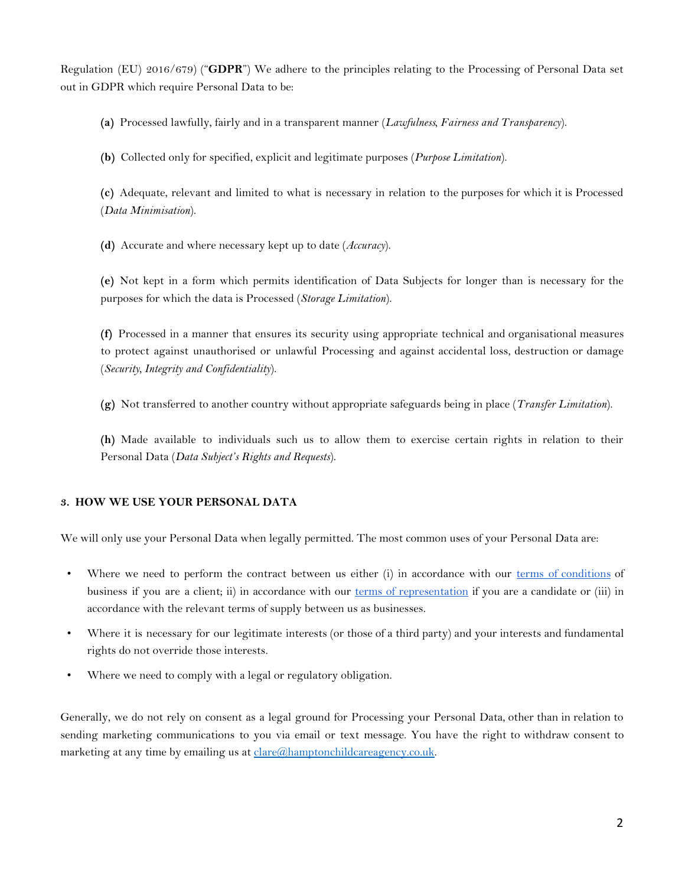Regulation (EU) 2016/679) ("**GDPR**") We adhere to the principles relating to the Processing of Personal Data set out in GDPR which require Personal Data to be:

**(a)** Processed lawfully, fairly and in a transparent manner (*Lawfulness, Fairness and Transparency*).

**(b)** Collected only for specified, explicit and legitimate purposes (*Purpose Limitation*).

**(c)** Adequate, relevant and limited to what is necessary in relation to the purposes for which it is Processed (*Data Minimisation*).

**(d)** Accurate and where necessary kept up to date (*Accuracy*).

**(e)** Not kept in a form which permits identification of Data Subjects for longer than is necessary for the purposes for which the data is Processed (*Storage Limitation*).

**(f)** Processed in a manner that ensures its security using appropriate technical and organisational measures to protect against unauthorised or unlawful Processing and against accidental loss, destruction or damage (*Security, Integrity and Confidentiality*).

**(g)** Not transferred to another country without appropriate safeguards being in place (*Transfer Limitation*).

**(h)** Made available to individuals such us to allow them to exercise certain rights in relation to their Personal Data (*Data Subject's Rights and Requests*).

### 3. HOW WE USE YOUR PERSONAL DATA

We will only use your Personal Data when legally permitted. The most common uses of your Personal Data are:

- Where we need to perform the contract between us either (i) in accordance with our [terms of conditions]() of business if you are a client; ii) in accordance with our [terms of representation]() if you are a candidate or (iii) in accordance with the relevant terms of supply between us as businesses.
- Where it is necessary for our legitimate interests (or those of a third party) and your interests and fundamental rights do not override those interests.
- Where we need to comply with a legal or regulatory obligation.

Generally, we do not rely on consent as a legal ground for Processing your Personal Data, other than in relation to sending marketing communications to you via email or text message. You have the right to withdraw consent to marketing at any time by emailing us at [clare@hamptonchildcareagency.co.uk](mailto:clare@hamptonchildcareagency.co.uk).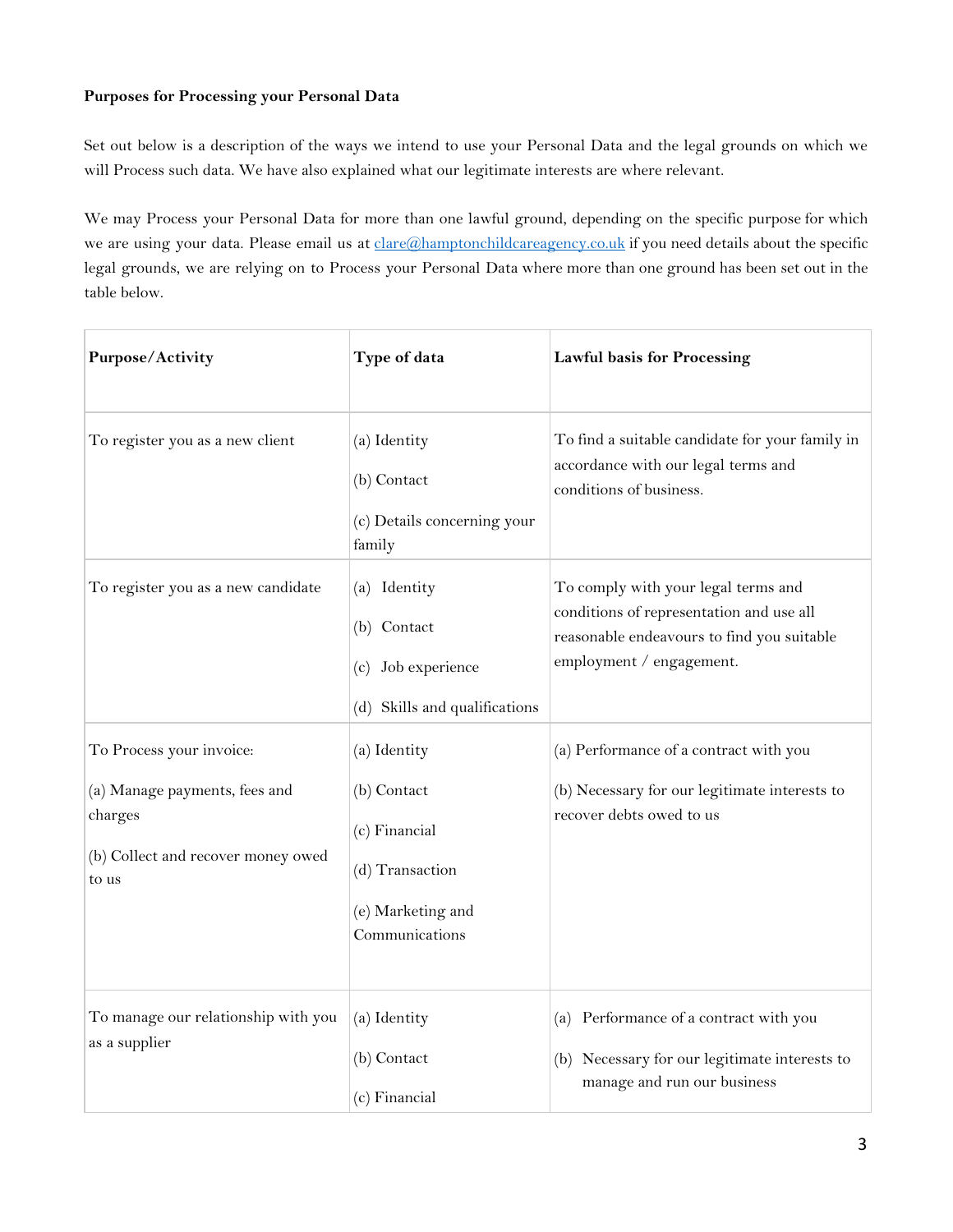**Purposes for Processing your Personal Data**

Set out below is a description of the ways we intend to use your Personal Data and the legal grounds on which we will Process such data. We have also explained what our legitimate interests are where relevant.

We may Process your Personal Data for more than one lawful ground, depending on the specific purpose for which we are using your data. Please email us at clare@hamptonchildcareagency.co.uk if you need details about the specific legal grounds, we are relying on to Process your Personal Data where more than one ground has been set out in the table below.

| Purpose/Activity | Type of data | Lawful basis for Processing |
|---|---|---|
| To register you as a new client | (a) Identity<br>(b) Contact<br>(c) Details concerning your family | To find a suitable candidate for your family in accordance with our legal terms and conditions of business. |
| To register you as a new candidate | (a) Identity<br>(b) Contact<br>(c) Job experience<br>(d) Skills and qualifications | To comply with your legal terms and conditions of representation and use all reasonable endeavours to find you suitable employment / engagement. |
| To Process your invoice:<br>(a) Manage payments, fees and charges<br>(b) Collect and recover money owed to us | (a) Identity<br>(b) Contact<br>(c) Financial<br>(d) Transaction<br>(e) Marketing and Communications | (a) Performance of a contract with you<br>(b) Necessary for our legitimate interests to recover debts owed to us |
| To manage our relationship with you as a supplier | (a) Identity<br>(b) Contact<br>(c) Financial | (a) Performance of a contract with you<br>(b) Necessary for our legitimate interests to manage and run our business |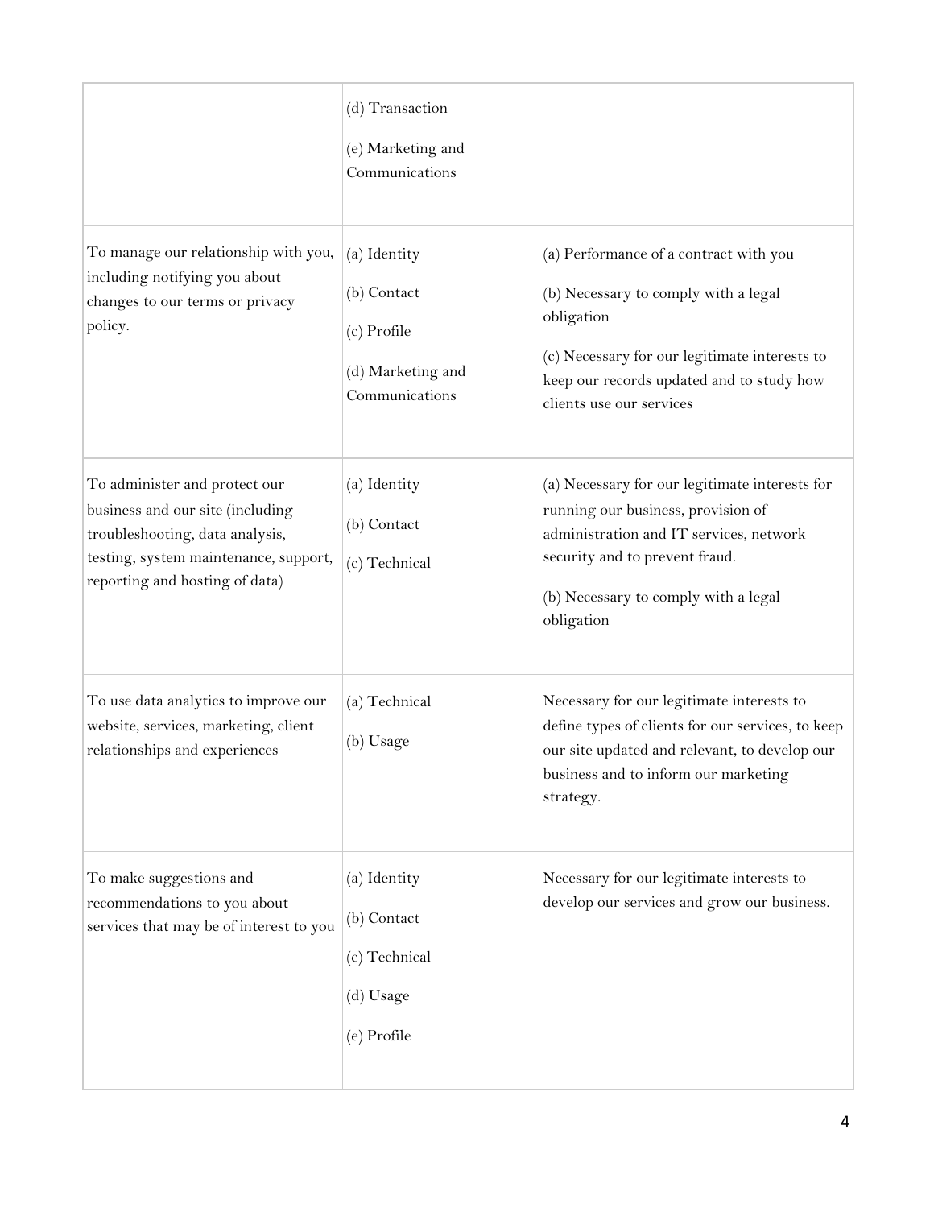| | | |
|---|---|---|
| | (d) Transaction<br><br>(e) Marketing and Communications | |
| To manage our relationship with you, including notifying you about changes to our terms or privacy policy. | (a) Identity<br><br>(b) Contact<br><br>(c) Profile<br><br>(d) Marketing and Communications | (a) Performance of a contract with you<br><br>(b) Necessary to comply with a legal obligation<br><br>(c) Necessary for our legitimate interests to keep our records updated and to study how clients use our services |
| To administer and protect our business and our site (including troubleshooting, data analysis, testing, system maintenance, support, reporting and hosting of data) | (a) Identity<br><br>(b) Contact<br><br>(c) Technical | (a) Necessary for our legitimate interests for running our business, provision of administration and IT services, network security and to prevent fraud.<br><br>(b) Necessary to comply with a legal obligation |
| To use data analytics to improve our website, services, marketing, client relationships and experiences | (a) Technical<br><br>(b) Usage | Necessary for our legitimate interests to define types of clients for our services, to keep our site updated and relevant, to develop our business and to inform our marketing strategy. |
| To make suggestions and recommendations to you about services that may be of interest to you | (a) Identity<br><br>(b) Contact<br><br>(c) Technical<br><br>(d) Usage<br><br>(e) Profile | Necessary for our legitimate interests to develop our services and grow our business. |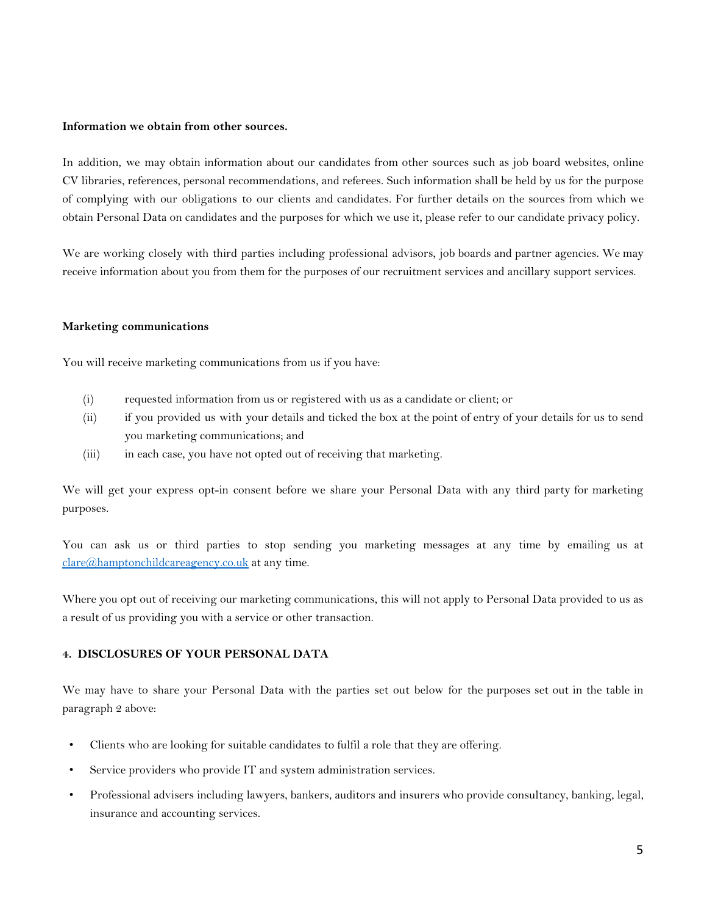**Information we obtain from other sources.**

In addition, we may obtain information about our candidates from other sources such as job board websites, online CV libraries, references, personal recommendations, and referees. Such information shall be held by us for the purpose of complying with our obligations to our clients and candidates. For further details on the sources from which we obtain Personal Data on candidates and the purposes for which we use it, please refer to our candidate privacy policy.

We are working closely with third parties including professional advisors, job boards and partner agencies. We may receive information about you from them for the purposes of our recruitment services and ancillary support services.

**Marketing communications**

You will receive marketing communications from us if you have:

(i) requested information from us or registered with us as a candidate or client; or

(ii) if you provided us with your details and ticked the box at the point of entry of your details for us to send you marketing communications; and

(iii) in each case, you have not opted out of receiving that marketing.

We will get your express opt-in consent before we share your Personal Data with any third party for marketing purposes.

You can ask us or third parties to stop sending you marketing messages at any time by emailing us at clare@hamptonchildcareagency.co.uk at any time.

Where you opt out of receiving our marketing communications, this will not apply to Personal Data provided to us as a result of us providing you with a service or other transaction.

**4. DISCLOSURES OF YOUR PERSONAL DATA**

We may have to share your Personal Data with the parties set out below for the purposes set out in the table in paragraph 2 above:

- Clients who are looking for suitable candidates to fulfil a role that they are offering.
- Service providers who provide IT and system administration services.
- Professional advisers including lawyers, bankers, auditors and insurers who provide consultancy, banking, legal, insurance and accounting services.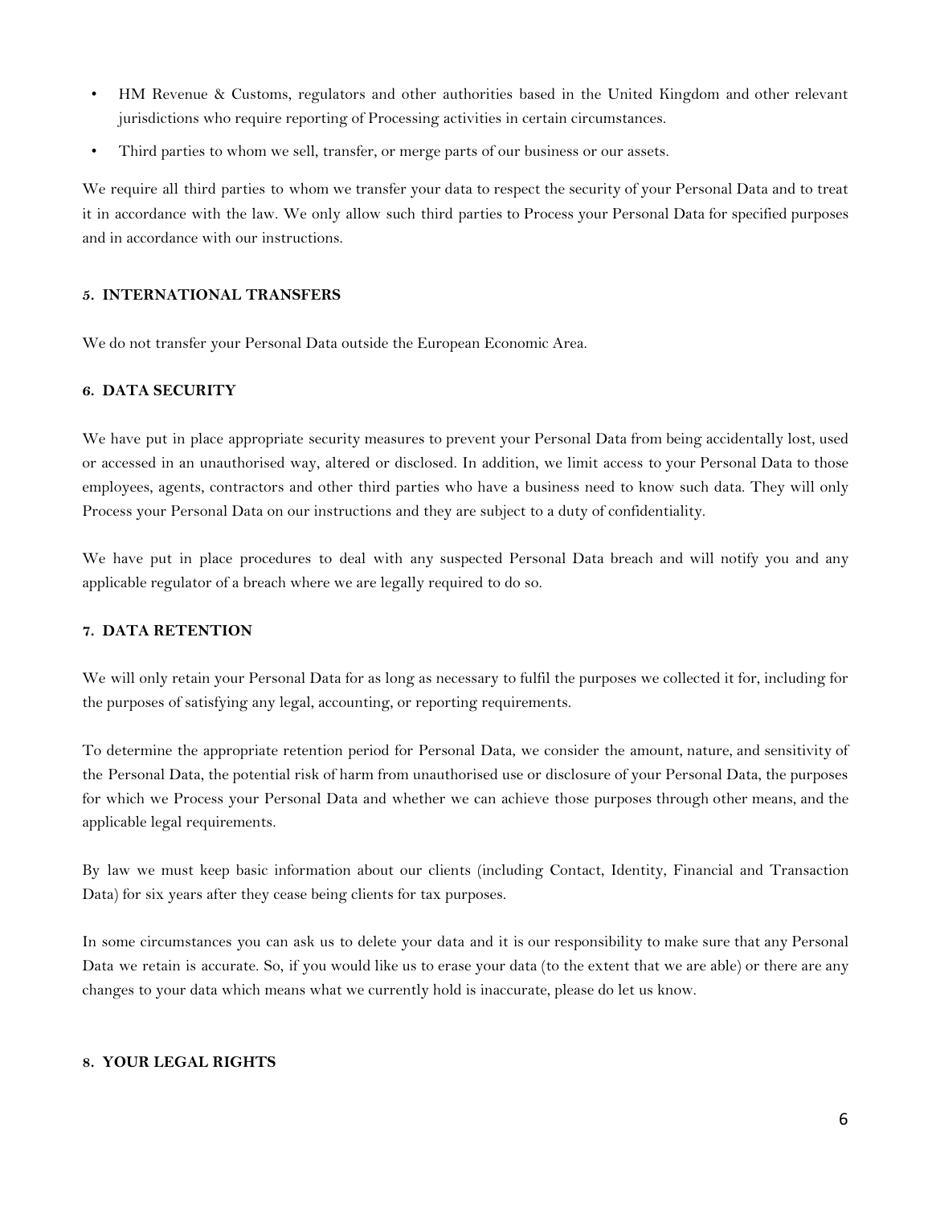- HM Revenue & Customs, regulators and other authorities based in the United Kingdom and other relevant jurisdictions who require reporting of Processing activities in certain circumstances.
- Third parties to whom we sell, transfer, or merge parts of our business or our assets.

We require all third parties to whom we transfer your data to respect the security of your Personal Data and to treat it in accordance with the law. We only allow such third parties to Process your Personal Data for specified purposes and in accordance with our instructions.

## 5. INTERNATIONAL TRANSFERS

We do not transfer your Personal Data outside the European Economic Area.

## 6. DATA SECURITY

We have put in place appropriate security measures to prevent your Personal Data from being accidentally lost, used or accessed in an unauthorised way, altered or disclosed. In addition, we limit access to your Personal Data to those employees, agents, contractors and other third parties who have a business need to know such data. They will only Process your Personal Data on our instructions and they are subject to a duty of confidentiality.

We have put in place procedures to deal with any suspected Personal Data breach and will notify you and any applicable regulator of a breach where we are legally required to do so.

## 7. DATA RETENTION

We will only retain your Personal Data for as long as necessary to fulfil the purposes we collected it for, including for the purposes of satisfying any legal, accounting, or reporting requirements.

To determine the appropriate retention period for Personal Data, we consider the amount, nature, and sensitivity of the Personal Data, the potential risk of harm from unauthorised use or disclosure of your Personal Data, the purposes for which we Process your Personal Data and whether we can achieve those purposes through other means, and the applicable legal requirements.

By law we must keep basic information about our clients (including Contact, Identity, Financial and Transaction Data) for six years after they cease being clients for tax purposes.

In some circumstances you can ask us to delete your data and it is our responsibility to make sure that any Personal Data we retain is accurate. So, if you would like us to erase your data (to the extent that we are able) or there are any changes to your data which means what we currently hold is inaccurate, please do let us know.

## 8. YOUR LEGAL RIGHTS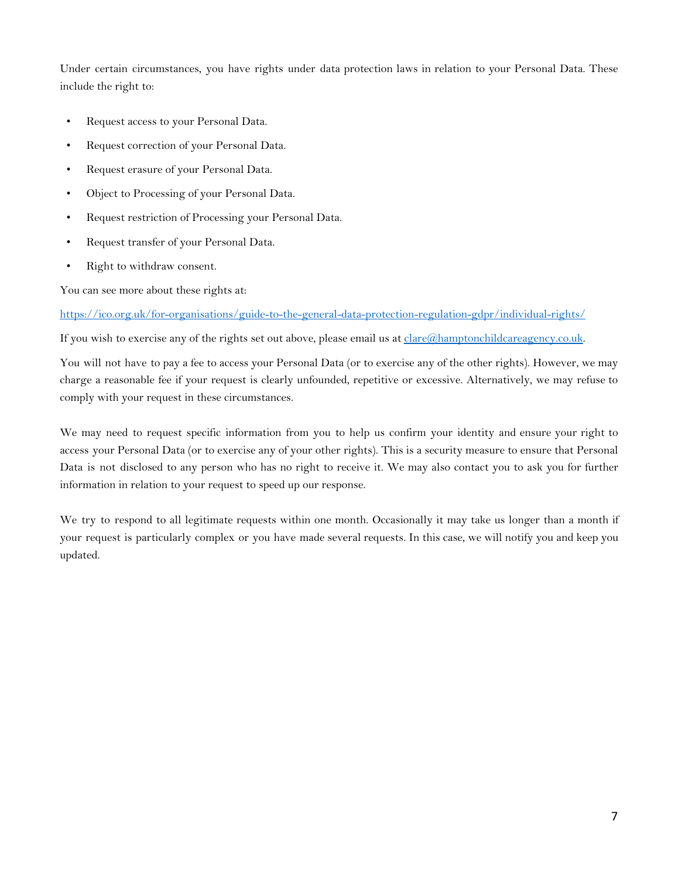Under certain circumstances, you have rights under data protection laws in relation to your Personal Data. These include the right to:

- Request access to your Personal Data.
- Request correction of your Personal Data.
- Request erasure of your Personal Data.
- Object to Processing of your Personal Data.
- Request restriction of Processing your Personal Data.
- Request transfer of your Personal Data.
- Right to withdraw consent.

You can see more about these rights at:

https://ico.org.uk/for-organisations/guide-to-the-general-data-protection-regulation-gdpr/individual-rights/

If you wish to exercise any of the rights set out above, please email us at clare@hamptonchildcareagency.co.uk.

You will not have to pay a fee to access your Personal Data (or to exercise any of the other rights). However, we may charge a reasonable fee if your request is clearly unfounded, repetitive or excessive. Alternatively, we may refuse to comply with your request in these circumstances.

We may need to request specific information from you to help us confirm your identity and ensure your right to access your Personal Data (or to exercise any of your other rights). This is a security measure to ensure that Personal Data is not disclosed to any person who has no right to receive it. We may also contact you to ask you for further information in relation to your request to speed up our response.

We try to respond to all legitimate requests within one month. Occasionally it may take us longer than a month if your request is particularly complex or you have made several requests. In this case, we will notify you and keep you updated.